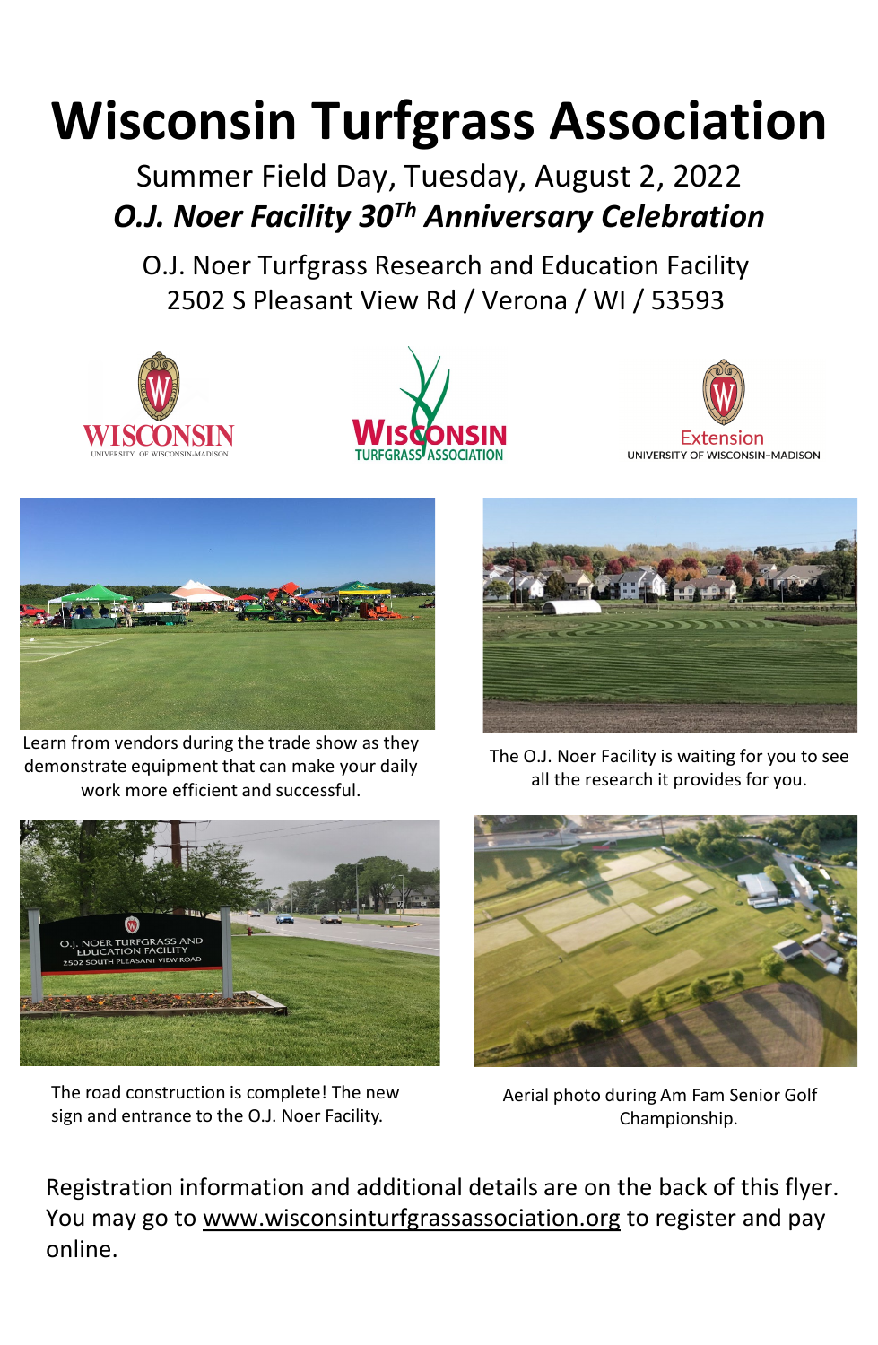# Wisconsin Turfgrass Association

## Summer Field Day, Tuesday, August 2, 2022

## *O.J. Noer Facility 30Th Anniversary Celebration*

O.J. Noer Turfgrass Research and Education Facility
2502 S Pleasant View Rd / Verona / WI / 53593

Learn from vendors during the trade show as they demonstrate equipment that can make your daily work more efficient and successful.

The O.J. Noer Facility is waiting for you to see all the research it provides for you.

The road construction is complete! The new sign and entrance to the O.J. Noer Facility.

Aerial photo during Am Fam Senior Golf Championship.

Registration information and additional details are on the back of this flyer. You may go to www.wisconsinturfgrassassociation.org to register and pay online.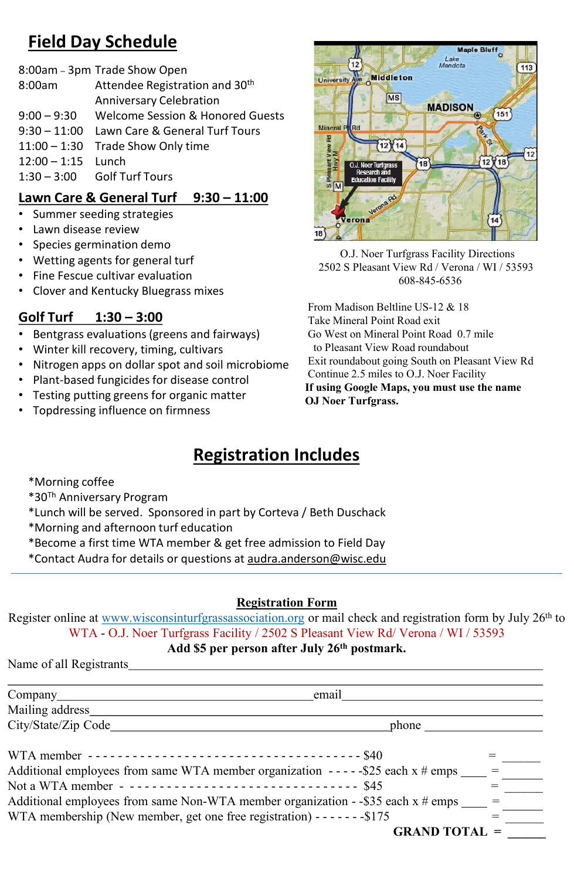## Field Day Schedule

| | |
|---|---|
| 8:00am – 3pm | Trade Show Open |
| 8:00am | Attendee Registration and 30th Anniversary Celebration |
| 9:00 – 9:30 | Welcome Session & Honored Guests |
| 9:30 – 11:00 | Lawn Care & General Turf Tours |
| 11:00 – 1:30 | Trade Show Only time |
| 12:00 – 1:15 | Lunch |
| 1:30 – 3:00 | Golf Turf Tours |

### Lawn Care & General Turf 9:30 – 11:00

- Summer seeding strategies
- Lawn disease review
- Species germination demo
- Wetting agents for general turf
- Fine Fescue cultivar evaluation
- Clover and Kentucky Bluegrass mixes

### Golf Turf 1:30 – 3:00

- Bentgrass evaluations (greens and fairways)
- Winter kill recovery, timing, cultivars
- Nitrogen apps on dollar spot and soil microbiome
- Plant-based fungicides for disease control
- Testing putting greens for organic matter
- Topdressing influence on firmness

Maple Bluff
Lake Mendota
113
12
University Ave
Middleton
MS
MADISON
151
Mineral Pt Rd
Park St
12 14
S Pleasant View Rd
Hwy M
18
12 18
12
O.J. Noer Turfgrass Research and Education Facility
M
Verona Rd
Verona
14
18

O.J. Noer Turfgrass Facility Directions
2502 S Pleasant View Rd / Verona / WI / 53593
608-845-6536

From Madison Beltline US-12 & 18
Take Mineral Point Road exit
Go West on Mineral Point Road 0.7 mile
to Pleasant View Road roundabout
Exit roundabout going South on Pleasant View Rd
Continue 2.5 miles to O.J. Noer Facility
**If using Google Maps, you must use the name OJ Noer Turfgrass.**

## Registration Includes

*Morning coffee
*30Th Anniversary Program
*Lunch will be served. Sponsored in part by Corteva / Beth Duschack
*Morning and afternoon turf education
*Become a first time WTA member & get free admission to Field Day
*Contact Audra for details or questions at audra.anderson@wisc.edu

---

### Registration Form

Register online at www.wisconsinturfgrassassociation.org or mail check and registration form by July 26th to
WTA - O.J. Noer Turfgrass Facility / 2502 S Pleasant View Rd/ Verona / WI / 53593
**Add $5 per person after July 26th postmark.**

Name of all Registrants______________________________________________

Company______________________________ email______________________
Mailing address______________________________________________
City/State/Zip Code______________________________ phone ____________

WTA member ---------------------------------------- $40 = ______
Additional employees from same WTA member organization -----$25 each x # emps ____ = ______
Not a WTA member ---------------------------------- $45 = ______
Additional employees from same Non-WTA member organization --$35 each x # emps ____ = ______
WTA membership (New member, get one free registration) -------$175 = ______

**GRAND TOTAL = ______**